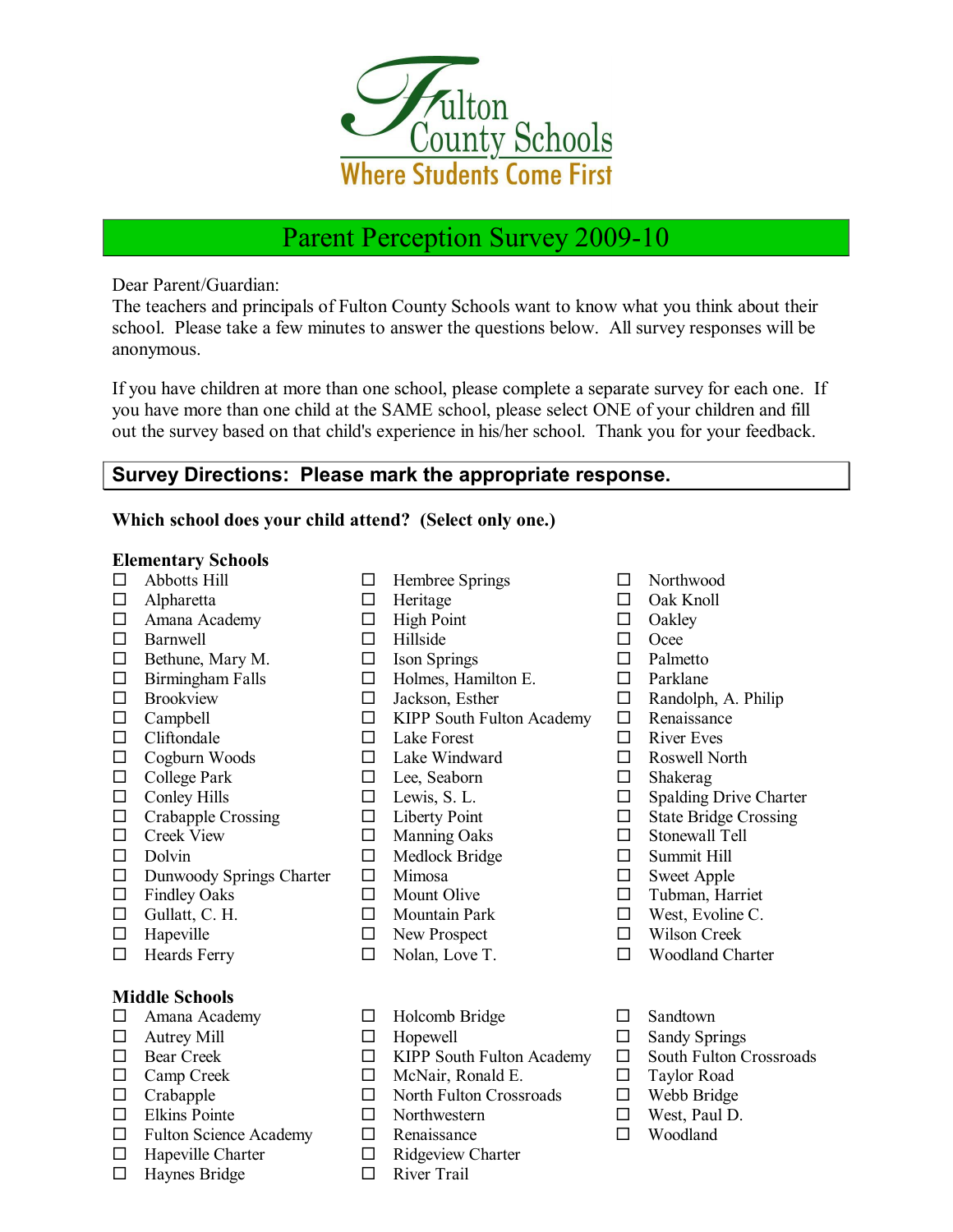Fulton County Schools

Where Students Come First

# Parent Perception Survey 2009-10

Dear Parent/Guardian:
The teachers and principals of Fulton County Schools want to know what you think about their school. Please take a few minutes to answer the questions below. All survey responses will be anonymous.

If you have children at more than one school, please complete a separate survey for each one. If you have more than one child at the SAME school, please select ONE of your children and fill out the survey based on that child's experience in his/her school. Thank you for your feedback.

## Survey Directions: Please mark the appropriate response.

**Which school does your child attend? (Select only one.)**

### Elementary Schools

- ☐ Abbotts Hill
- ☐ Alpharetta
- ☐ Amana Academy
- ☐ Barnwell
- ☐ Bethune, Mary M.
- ☐ Birmingham Falls
- ☐ Brookview
- ☐ Campbell
- ☐ Cliftondale
- ☐ Cogburn Woods
- ☐ College Park
- ☐ Conley Hills
- ☐ Crabapple Crossing
- ☐ Creek View
- ☐ Dolvin
- ☐ Dunwoody Springs Charter
- ☐ Findley Oaks
- ☐ Gullatt, C. H.
- ☐ Hapeville
- ☐ Heards Ferry
- ☐ Hembree Springs
- ☐ Heritage
- ☐ High Point
- ☐ Hillside
- ☐ Ison Springs
- ☐ Holmes, Hamilton E.
- ☐ Jackson, Esther
- ☐ KIPP South Fulton Academy
- ☐ Lake Forest
- ☐ Lake Windward
- ☐ Lee, Seaborn
- ☐ Lewis, S. L.
- ☐ Liberty Point
- ☐ Manning Oaks
- ☐ Medlock Bridge
- ☐ Mimosa
- ☐ Mount Olive
- ☐ Mountain Park
- ☐ New Prospect
- ☐ Nolan, Love T.
- ☐ Northwood
- ☐ Oak Knoll
- ☐ Oakley
- ☐ Ocee
- ☐ Palmetto
- ☐ Parklane
- ☐ Randolph, A. Philip
- ☐ Renaissance
- ☐ River Eves
- ☐ Roswell North
- ☐ Shakerag
- ☐ Spalding Drive Charter
- ☐ State Bridge Crossing
- ☐ Stonewall Tell
- ☐ Summit Hill
- ☐ Sweet Apple
- ☐ Tubman, Harriet
- ☐ West, Evoline C.
- ☐ Wilson Creek
- ☐ Woodland Charter

### Middle Schools

- ☐ Amana Academy
- ☐ Autrey Mill
- ☐ Bear Creek
- ☐ Camp Creek
- ☐ Crabapple
- ☐ Elkins Pointe
- ☐ Fulton Science Academy
- ☐ Hapeville Charter
- ☐ Haynes Bridge
- ☐ Holcomb Bridge
- ☐ Hopewell
- ☐ KIPP South Fulton Academy
- ☐ McNair, Ronald E.
- ☐ North Fulton Crossroads
- ☐ Northwestern
- ☐ Renaissance
- ☐ Ridgeview Charter
- ☐ River Trail
- ☐ Sandtown
- ☐ Sandy Springs
- ☐ South Fulton Crossroads
- ☐ Taylor Road
- ☐ Webb Bridge
- ☐ West, Paul D.
- ☐ Woodland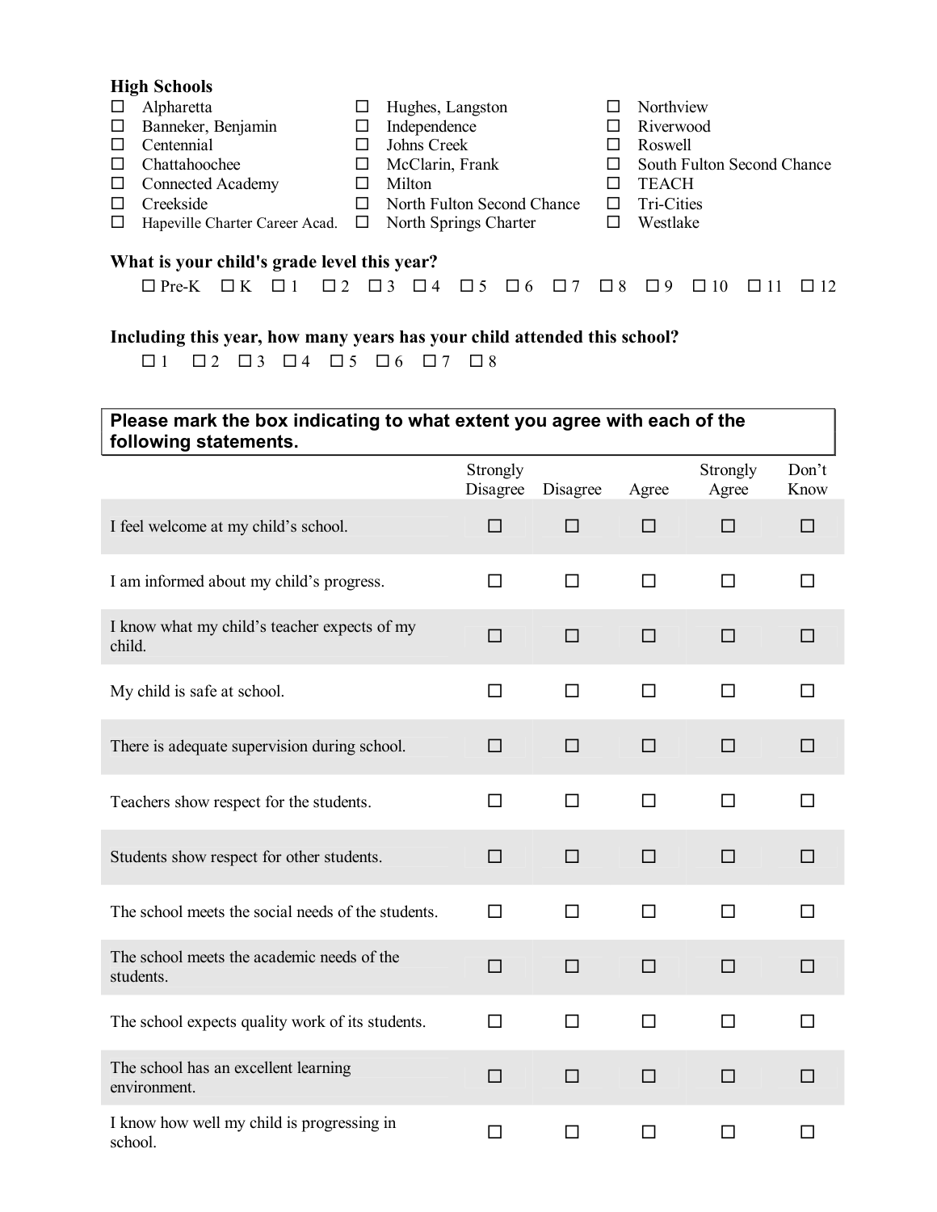### High Schools

- ☐ Alpharetta
- ☐ Banneker, Benjamin
- ☐ Centennial
- ☐ Chattahoochee
- ☐ Connected Academy
- ☐ Creekside
- ☐ Hapeville Charter Career Acad.
- ☐ Hughes, Langston
- ☐ Independence
- ☐ Johns Creek
- ☐ McClarin, Frank
- ☐ Milton
- ☐ North Fulton Second Chance
- ☐ North Springs Charter
- ☐ Northview
- ☐ Riverwood
- ☐ Roswell
- ☐ South Fulton Second Chance
- ☐ TEACH
- ☐ Tri-Cities
- ☐ Westlake

### What is your child's grade level this year?

☐ Pre-K ☐ K ☐ 1 ☐ 2 ☐ 3 ☐ 4 ☐ 5 ☐ 6 ☐ 7 ☐ 8 ☐ 9 ☐ 10 ☐ 11 ☐ 12

### Including this year, how many years has your child attended this school?

☐ 1 ☐ 2 ☐ 3 ☐ 4 ☐ 5 ☐ 6 ☐ 7 ☐ 8

**Please mark the box indicating to what extent you agree with each of the following statements.**

| | Strongly Disagree | Disagree | Agree | Strongly Agree | Don't Know |
|---|---|---|---|---|---|
| I feel welcome at my child's school. | ☐ | ☐ | ☐ | ☐ | ☐ |
| I am informed about my child's progress. | ☐ | ☐ | ☐ | ☐ | ☐ |
| I know what my child's teacher expects of my child. | ☐ | ☐ | ☐ | ☐ | ☐ |
| My child is safe at school. | ☐ | ☐ | ☐ | ☐ | ☐ |
| There is adequate supervision during school. | ☐ | ☐ | ☐ | ☐ | ☐ |
| Teachers show respect for the students. | ☐ | ☐ | ☐ | ☐ | ☐ |
| Students show respect for other students. | ☐ | ☐ | ☐ | ☐ | ☐ |
| The school meets the social needs of the students. | ☐ | ☐ | ☐ | ☐ | ☐ |
| The school meets the academic needs of the students. | ☐ | ☐ | ☐ | ☐ | ☐ |
| The school expects quality work of its students. | ☐ | ☐ | ☐ | ☐ | ☐ |
| The school has an excellent learning environment. | ☐ | ☐ | ☐ | ☐ | ☐ |
| I know how well my child is progressing in school. | ☐ | ☐ | ☐ | ☐ | ☐ |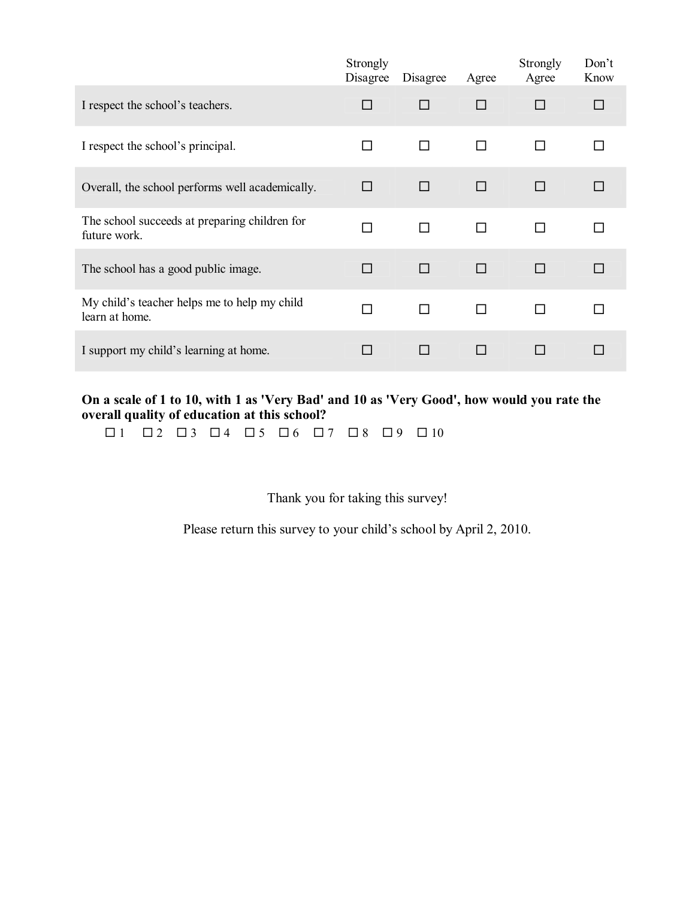| | Strongly Disagree | Disagree | Agree | Strongly Agree | Don't Know |
|---|---|---|---|---|---|
| I respect the school's teachers. | ☐ | ☐ | ☐ | ☐ | ☐ |
| I respect the school's principal. | ☐ | ☐ | ☐ | ☐ | ☐ |
| Overall, the school performs well academically. | ☐ | ☐ | ☐ | ☐ | ☐ |
| The school succeeds at preparing children for future work. | ☐ | ☐ | ☐ | ☐ | ☐ |
| The school has a good public image. | ☐ | ☐ | ☐ | ☐ | ☐ |
| My child's teacher helps me to help my child learn at home. | ☐ | ☐ | ☐ | ☐ | ☐ |
| I support my child's learning at home. | ☐ | ☐ | ☐ | ☐ | ☐ |

**On a scale of 1 to 10, with 1 as 'Very Bad' and 10 as 'Very Good', how would you rate the overall quality of education at this school?**

☐ 1 ☐ 2 ☐ 3 ☐ 4 ☐ 5 ☐ 6 ☐ 7 ☐ 8 ☐ 9 ☐ 10

Thank you for taking this survey!

Please return this survey to your child's school by April 2, 2010.